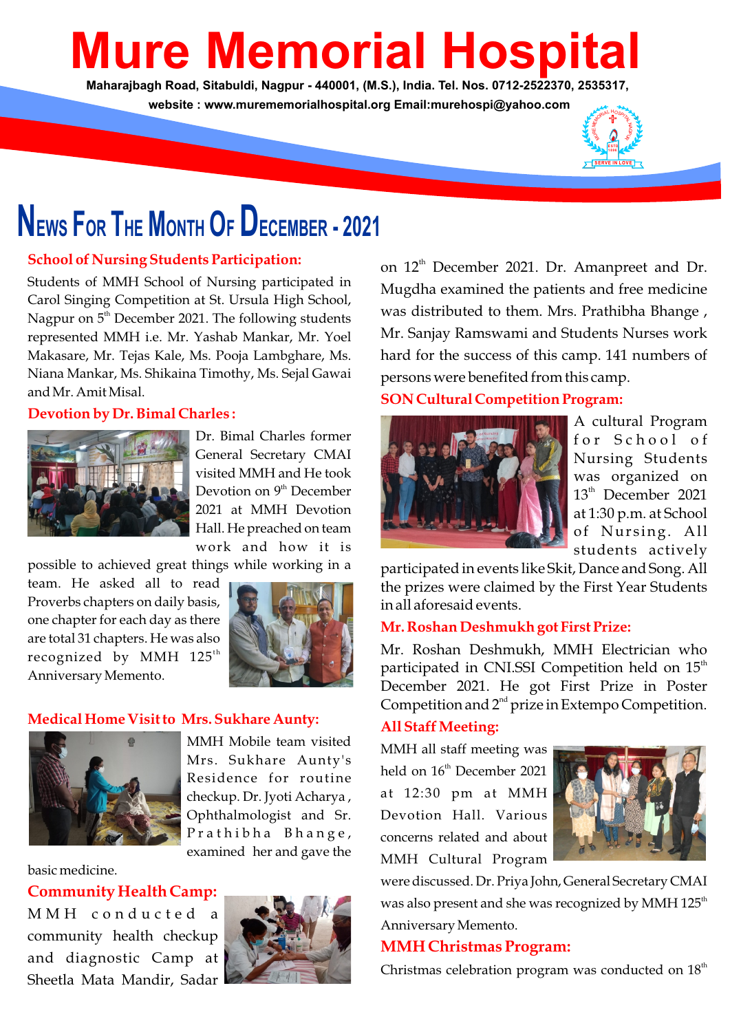# Mure Memorial Hospital

**Maharajbagh Road, Sitabuldi, Nagpur - 440001, (M.S.), India. Tel. Nos. 0712-2522370, 2535317,**

**website : www.murememorialhospital.org Email:murehospi@yahoo.com**

## News For The Month Of December - 2021

### School of Nursing Students Participation:

Students of MMH School of Nursing participated in Carol Singing Competition at St. Ursula High School, Nagpur on 5th December 2021. The following students represented MMH i.e. Mr. Yashab Mankar, Mr. Yoel Makasare, Mr. Tejas Kale, Ms. Pooja Lambghare, Ms. Niana Mankar, Ms. Shikaina Timothy, Ms. Sejal Gawai and Mr. Amit Misal.

### Devotion by Dr. Bimal Charles :

Dr. Bimal Charles former General Secretary CMAI visited MMH and He took Devotion on 9th December 2021 at MMH Devotion Hall. He preached on team work and how it is possible to achieved great things while working in a team. He asked all to read Proverbs chapters on daily basis, one chapter for each day as there are total 31 chapters. He was also recognized by MMH 125th Anniversary Memento.

### Medical Home Visit to Mrs. Sukhare Aunty:

MMH Mobile team visited Mrs. Sukhare Aunty's Residence for routine checkup. Dr. Jyoti Acharya , Ophthalmologist and Sr. Prathibha Bhange, examined her and gave the basic medicine.

### Community Health Camp:

MMH conducted a community health checkup and diagnostic Camp at Sheetla Mata Mandir, Sadar on 12th December 2021. Dr. Amanpreet and Dr. Mugdha examined the patients and free medicine was distributed to them. Mrs. Prathibha Bhange , Mr. Sanjay Ramswami and Students Nurses work hard for the success of this camp. 141 numbers of persons were benefited from this camp.

### SON Cultural Competition Program:

A cultural Program for School of Nursing Students was organized on 13th December 2021 at 1:30 p.m. at School of Nursing. All students actively participated in events like Skit, Dance and Song. All the prizes were claimed by the First Year Students in all aforesaid events.

### Mr. Roshan Deshmukh got First Prize:

Mr. Roshan Deshmukh, MMH Electrician who participated in CNI.SSI Competition held on 15th December 2021. He got First Prize in Poster Competition and 2nd prize in Extempo Competition.

### All Staff Meeting:

MMH all staff meeting was held on 16th December 2021 at 12:30 pm at MMH Devotion Hall. Various concerns related and about MMH Cultural Program were discussed. Dr. Priya John, General Secretary CMAI was also present and she was recognized by MMH 125th Anniversary Memento.

### MMH Christmas Program:

Christmas celebration program was conducted on 18th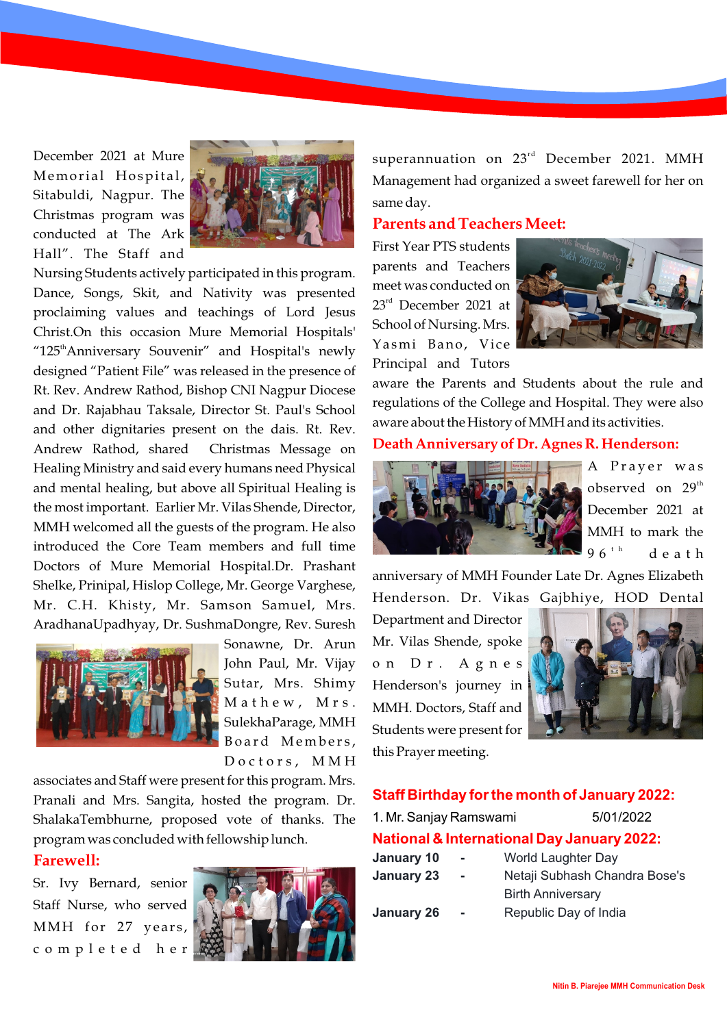December 2021 at Mure Memorial Hospital, Sitabuldi, Nagpur. The Christmas program was conducted at The Ark Hall". The Staff and Nursing Students actively participated in this program. Dance, Songs, Skit, and Nativity was presented proclaiming values and teachings of Lord Jesus Christ.On this occasion Mure Memorial Hospitals' "125[th]Anniversary Souvenir" and Hospital's newly designed "Patient File" was released in the presence of Rt. Rev. Andrew Rathod, Bishop CNI Nagpur Diocese and Dr. Rajabhau Taksale, Director St. Paul's School and other dignitaries present on the dais. Rt. Rev. Andrew Rathod, shared Christmas Message on Healing Ministry and said every humans need Physical and mental healing, but above all Spiritual Healing is the most important. Earlier Mr. Vilas Shende, Director, MMH welcomed all the guests of the program. He also introduced the Core Team members and full time Doctors of Mure Memorial Hospital.Dr. Prashant Shelke, Prinipal, Hislop College, Mr. George Varghese, Mr. C.H. Khisty, Mr. Samson Samuel, Mrs. AradhanaUpadhyay, Dr. SushmaDongre, Rev. Suresh Sonawne, Dr. Arun John Paul, Mr. Vijay Sutar, Mrs. Shimy Mathew, Mrs. SulekhaParage, MMH Board Members, Doctors, MMH associates and Staff were present for this program. Mrs. Pranali and Mrs. Sangita, hosted the program. Dr. ShalakaTembhurne, proposed vote of thanks. The program was concluded with fellowship lunch.

## Farewell:

Sr. Ivy Bernard, senior Staff Nurse, who served MMH for 27 years, completed her superannuation on 23[rd] December 2021. MMH Management had organized a sweet farewell for her on same day.

## Parents and Teachers Meet:

First Year PTS students parents and Teachers meet was conducted on 23[rd] December 2021 at School of Nursing. Mrs. Yasmi Bano, Vice Principal and Tutors aware the Parents and Students about the rule and regulations of the College and Hospital. They were also aware about the History of MMH and its activities.

## Death Anniversary of Dr. Agnes R. Henderson:

A Prayer was observed on 29[th] December 2021 at MMH to mark the 96[th] death anniversary of MMH Founder Late Dr. Agnes Elizabeth Henderson. Dr. Vikas Gajbhiye, HOD Dental Department and Director Mr. Vilas Shende, spoke on Dr. Agnes Henderson's journey in MMH. Doctors, Staff and Students were present for this Prayer meeting.

## Staff Birthday for the month of January 2022:

1. Mr. Sanjay Ramswami 5/01/2022

## National & International Day January 2022:

| | | |
|---|---|---|
| **January 10** | - | World Laughter Day |
| **January 23** | - | Netaji Subhash Chandra Bose's Birth Anniversary |
| **January 26** | - | Republic Day of India |

Nitin B. Piarejee MMH Communication Desk